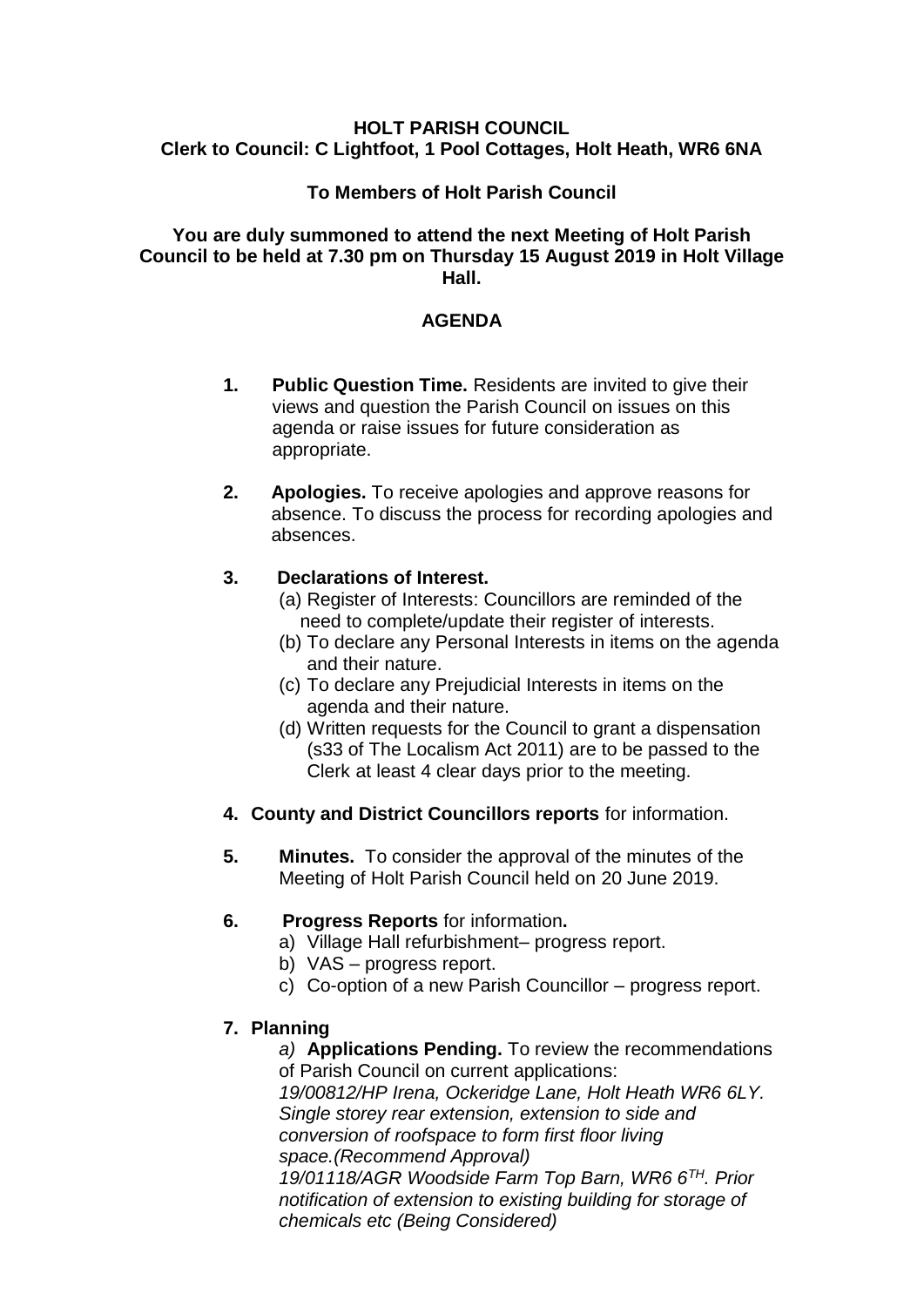**HOLT PARISH COUNCIL**
**Clerk to Council: C Lightfoot, 1 Pool Cottages, Holt Heath, WR6 6NA**

**To Members of Holt Parish Council**

**You are duly summoned to attend the next Meeting of Holt Parish Council to be held at 7.30 pm on Thursday 15 August 2019 in Holt Village Hall.**

# AGENDA

1. **Public Question Time.** Residents are invited to give their views and question the Parish Council on issues on this agenda or raise issues for future consideration as appropriate.

2. **Apologies.** To receive apologies and approve reasons for absence. To discuss the process for recording apologies and absences.

3. **Declarations of Interest.**
   (a) Register of Interests: Councillors are reminded of the need to complete/update their register of interests.
   (b) To declare any Personal Interests in items on the agenda and their nature.
   (c) To declare any Prejudicial Interests in items on the agenda and their nature.
   (d) Written requests for the Council to grant a dispensation (s33 of The Localism Act 2011) are to be passed to the Clerk at least 4 clear days prior to the meeting.

4. **County and District Councillors reports** for information.

5. **Minutes.** To consider the approval of the minutes of the Meeting of Holt Parish Council held on 20 June 2019.

6. **Progress Reports** for information**.**
   a) Village Hall refurbishment– progress report.
   b) VAS – progress report.
   c) Co-option of a new Parish Councillor – progress report.

7. **Planning**
   *a)* **Applications Pending.** To review the recommendations of Parish Council on current applications:
   *19/00812/HP Irena, Ockeridge Lane, Holt Heath WR6 6LY. Single storey rear extension, extension to side and conversion of roofspace to form first floor living space.(Recommend Approval)*
   *19/01118/AGR Woodside Farm Top Barn, WR6 6TH. Prior notification of extension to existing building for storage of chemicals etc (Being Considered)*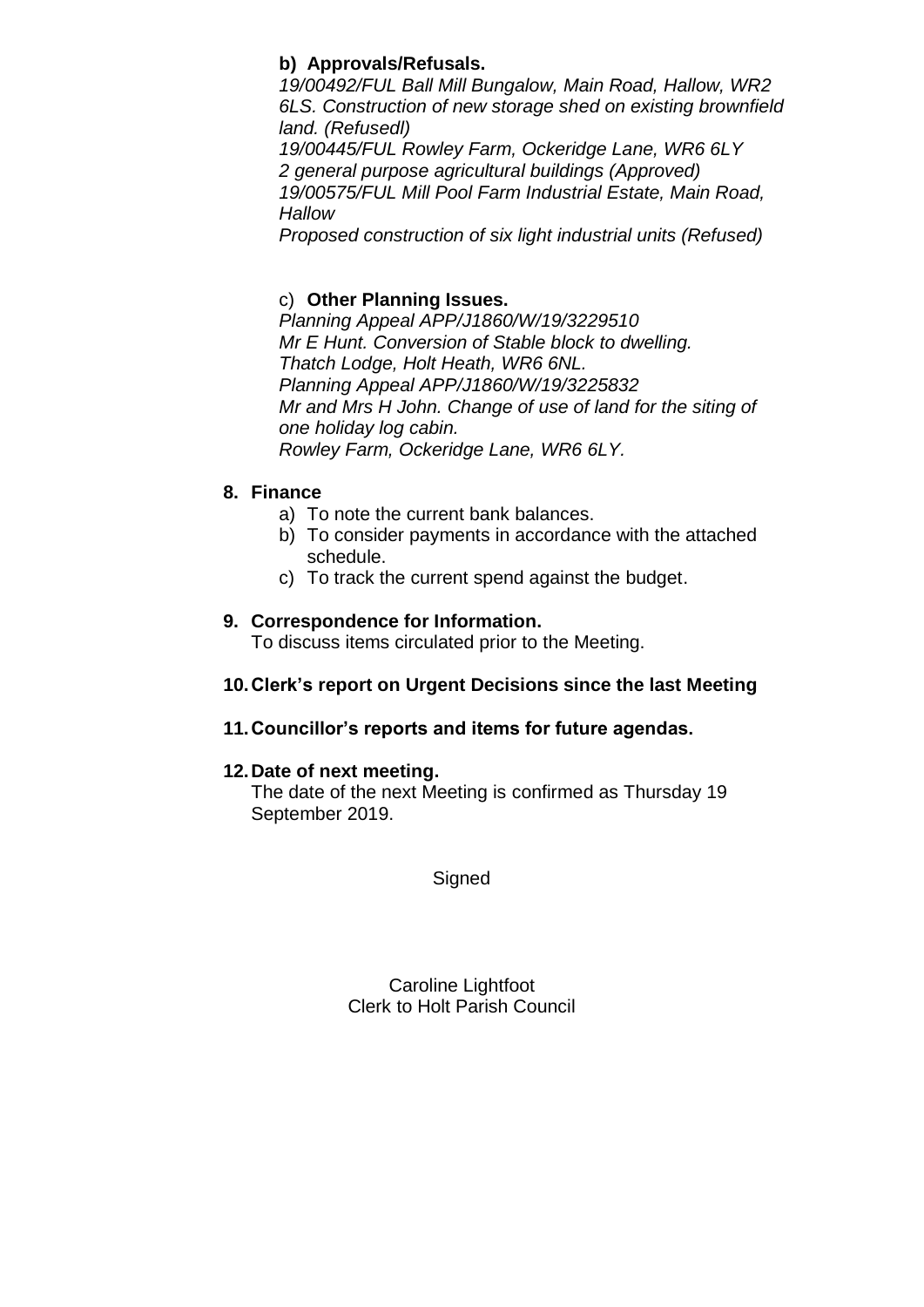**b) Approvals/Refusals.**

*19/00492/FUL Ball Mill Bungalow, Main Road, Hallow, WR2 6LS. Construction of new storage shed on existing brownfield land. (Refusedl)*
*19/00445/FUL Rowley Farm, Ockeridge Lane, WR6 6LY*
*2 general purpose agricultural buildings (Approved)*
*19/00575/FUL Mill Pool Farm Industrial Estate, Main Road, Hallow*
*Proposed construction of six light industrial units (Refused)*

c) **Other Planning Issues.**

*Planning Appeal APP/J1860/W/19/3229510*
*Mr E Hunt. Conversion of Stable block to dwelling.*
*Thatch Lodge, Holt Heath, WR6 6NL.*
*Planning Appeal APP/J1860/W/19/3225832*
*Mr and Mrs H John. Change of use of land for the siting of one holiday log cabin.*
*Rowley Farm, Ockeridge Lane, WR6 6LY.*

**8. Finance**

a) To note the current bank balances.
b) To consider payments in accordance with the attached schedule.
c) To track the current spend against the budget.

**9. Correspondence for Information.**

To discuss items circulated prior to the Meeting.

**10. Clerk's report on Urgent Decisions since the last Meeting**

**11. Councillor's reports and items for future agendas.**

**12. Date of next meeting.**

The date of the next Meeting is confirmed as Thursday 19 September 2019.

Signed

Caroline Lightfoot
Clerk to Holt Parish Council